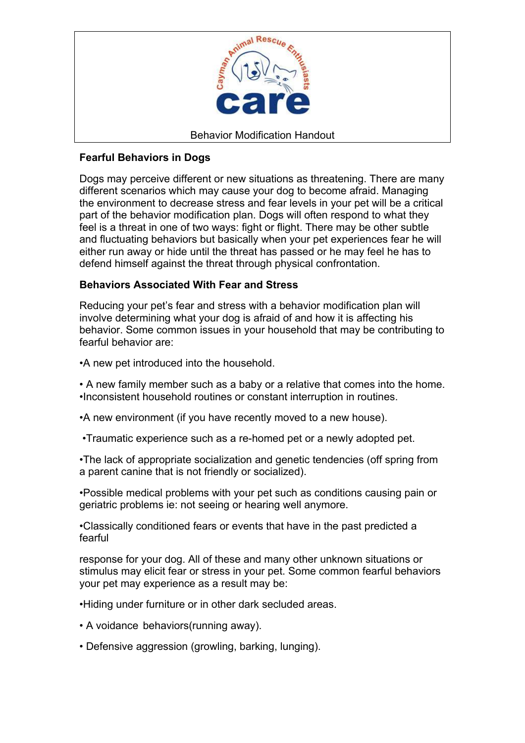Cayman Animal Rescue Enthusiasts

**care**

Behavior Modification Handout

## Fearful Behaviors in Dogs

Dogs may perceive different or new situations as threatening. There are many different scenarios which may cause your dog to become afraid. Managing the environment to decrease stress and fear levels in your pet will be a critical part of the behavior modification plan. Dogs will often respond to what they feel is a threat in one of two ways: fight or flight. There may be other subtle and fluctuating behaviors but basically when your pet experiences fear he will either run away or hide until the threat has passed or he may feel he has to defend himself against the threat through physical confrontation.

## Behaviors Associated With Fear and Stress

Reducing your pet's fear and stress with a behavior modification plan will involve determining what your dog is afraid of and how it is affecting his behavior. Some common issues in your household that may be contributing to fearful behavior are:

•A new pet introduced into the household.

• A new family member such as a baby or a relative that comes into the home.
•Inconsistent household routines or constant interruption in routines.

•A new environment (if you have recently moved to a new house).

•Traumatic experience such as a re-homed pet or a newly adopted pet.

•The lack of appropriate socialization and genetic tendencies (off spring from a parent canine that is not friendly or socialized).

•Possible medical problems with your pet such as conditions causing pain or geriatric problems ie: not seeing or hearing well anymore.

•Classically conditioned fears or events that have in the past predicted a fearful

response for your dog. All of these and many other unknown situations or stimulus may elicit fear or stress in your pet. Some common fearful behaviors your pet may experience as a result may be:

•Hiding under furniture or in other dark secluded areas.

• A voidance behaviors(running away).

• Defensive aggression (growling, barking, lunging).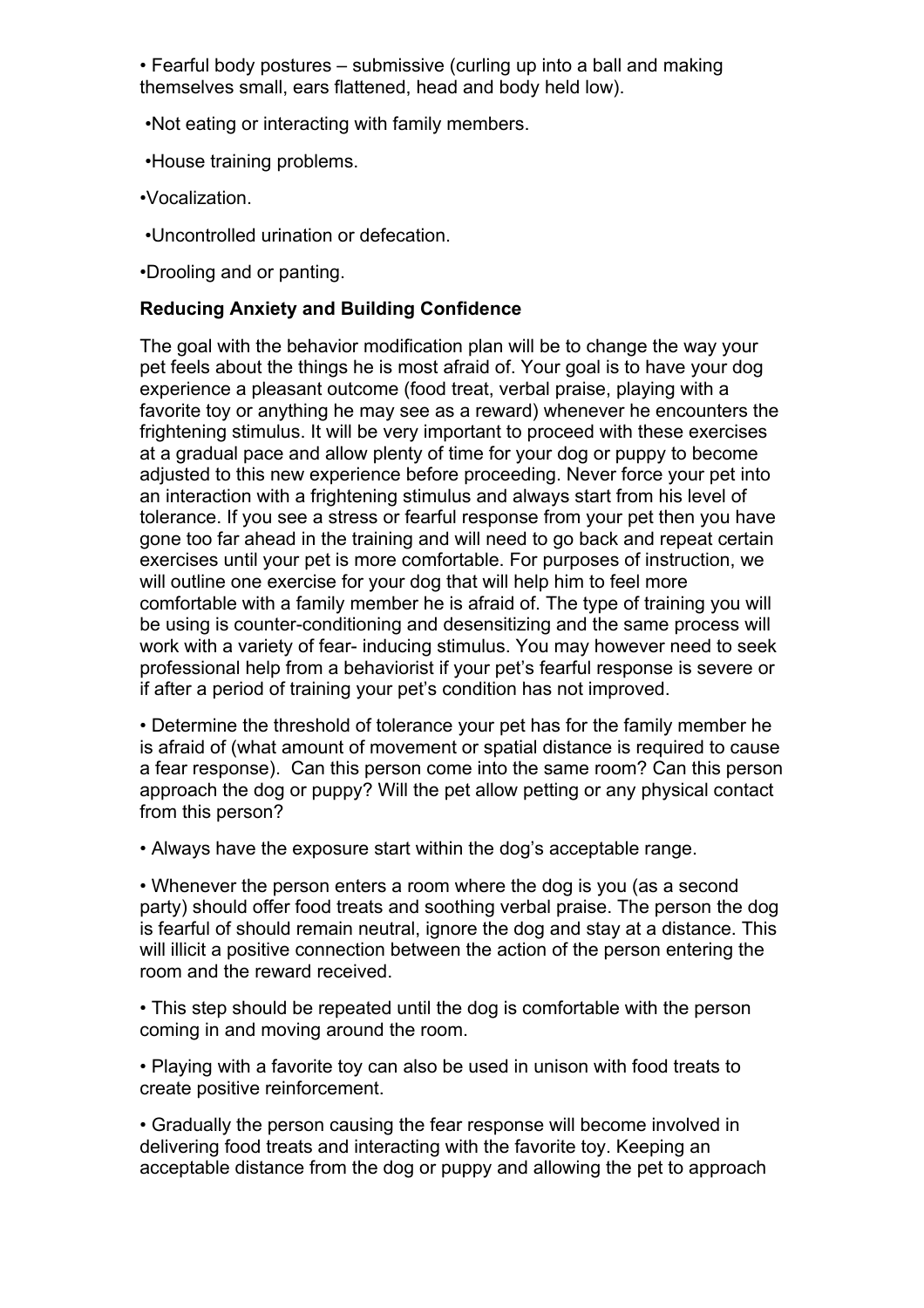- Fearful body postures – submissive (curling up into a ball and making themselves small, ears flattened, head and body held low).
- Not eating or interacting with family members.
- House training problems.
- Vocalization.
- Uncontrolled urination or defecation.
- Drooling and or panting.

**Reducing Anxiety and Building Confidence**

The goal with the behavior modification plan will be to change the way your pet feels about the things he is most afraid of. Your goal is to have your dog experience a pleasant outcome (food treat, verbal praise, playing with a favorite toy or anything he may see as a reward) whenever he encounters the frightening stimulus. It will be very important to proceed with these exercises at a gradual pace and allow plenty of time for your dog or puppy to become adjusted to this new experience before proceeding. Never force your pet into an interaction with a frightening stimulus and always start from his level of tolerance. If you see a stress or fearful response from your pet then you have gone too far ahead in the training and will need to go back and repeat certain exercises until your pet is more comfortable. For purposes of instruction, we will outline one exercise for your dog that will help him to feel more comfortable with a family member he is afraid of. The type of training you will be using is counter-conditioning and desensitizing and the same process will work with a variety of fear- inducing stimulus. You may however need to seek professional help from a behaviorist if your pet's fearful response is severe or if after a period of training your pet's condition has not improved.

- Determine the threshold of tolerance your pet has for the family member he is afraid of (what amount of movement or spatial distance is required to cause a fear response). Can this person come into the same room? Can this person approach the dog or puppy? Will the pet allow petting or any physical contact from this person?

- Always have the exposure start within the dog's acceptable range.

- Whenever the person enters a room where the dog is you (as a second party) should offer food treats and soothing verbal praise. The person the dog is fearful of should remain neutral, ignore the dog and stay at a distance. This will illicit a positive connection between the action of the person entering the room and the reward received.

- This step should be repeated until the dog is comfortable with the person coming in and moving around the room.

- Playing with a favorite toy can also be used in unison with food treats to create positive reinforcement.

- Gradually the person causing the fear response will become involved in delivering food treats and interacting with the favorite toy. Keeping an acceptable distance from the dog or puppy and allowing the pet to approach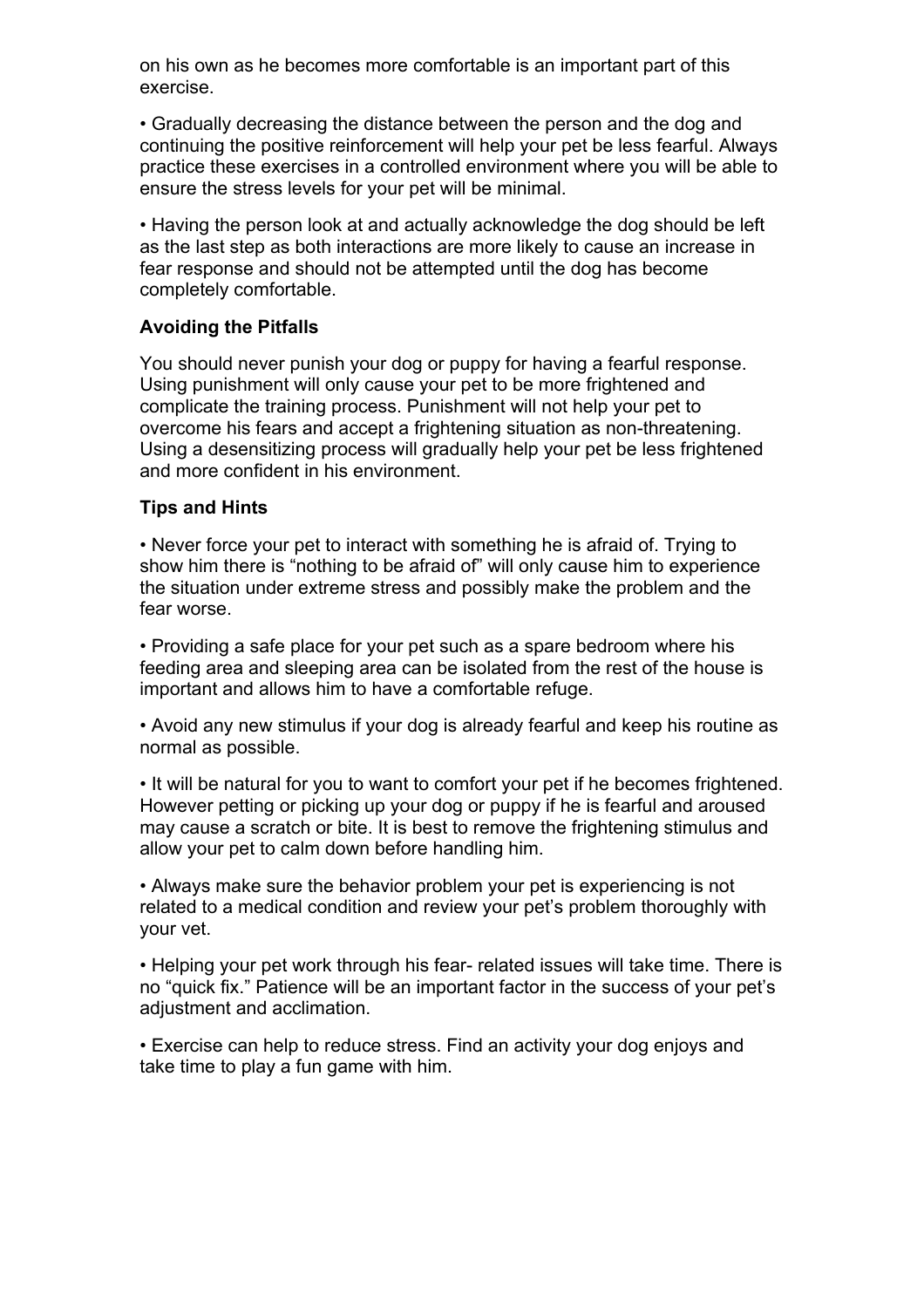on his own as he becomes more comfortable is an important part of this exercise.

• Gradually decreasing the distance between the person and the dog and continuing the positive reinforcement will help your pet be less fearful. Always practice these exercises in a controlled environment where you will be able to ensure the stress levels for your pet will be minimal.

• Having the person look at and actually acknowledge the dog should be left as the last step as both interactions are more likely to cause an increase in fear response and should not be attempted until the dog has become completely comfortable.

**Avoiding the Pitfalls**

You should never punish your dog or puppy for having a fearful response. Using punishment will only cause your pet to be more frightened and complicate the training process. Punishment will not help your pet to overcome his fears and accept a frightening situation as non-threatening. Using a desensitizing process will gradually help your pet be less frightened and more confident in his environment.

**Tips and Hints**

• Never force your pet to interact with something he is afraid of. Trying to show him there is “nothing to be afraid of” will only cause him to experience the situation under extreme stress and possibly make the problem and the fear worse.

• Providing a safe place for your pet such as a spare bedroom where his feeding area and sleeping area can be isolated from the rest of the house is important and allows him to have a comfortable refuge.

• Avoid any new stimulus if your dog is already fearful and keep his routine as normal as possible.

• It will be natural for you to want to comfort your pet if he becomes frightened. However petting or picking up your dog or puppy if he is fearful and aroused may cause a scratch or bite. It is best to remove the frightening stimulus and allow your pet to calm down before handling him.

• Always make sure the behavior problem your pet is experiencing is not related to a medical condition and review your pet’s problem thoroughly with your vet.

• Helping your pet work through his fear- related issues will take time. There is no “quick fix.” Patience will be an important factor in the success of your pet’s adjustment and acclimation.

• Exercise can help to reduce stress. Find an activity your dog enjoys and take time to play a fun game with him.